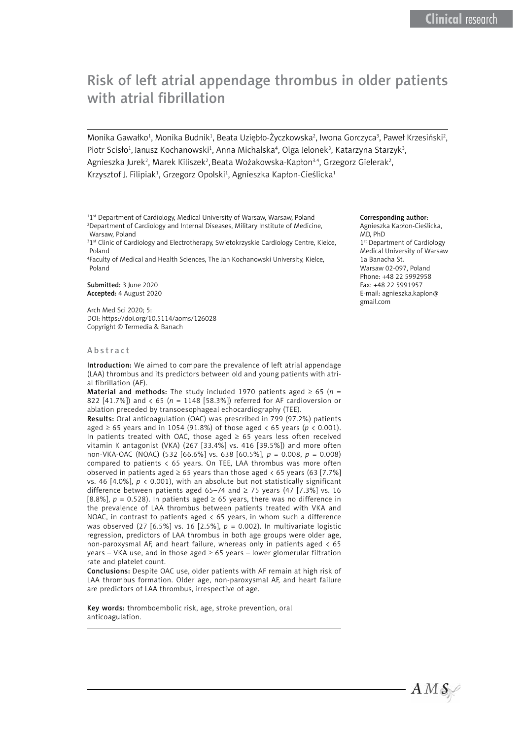# Risk of left atrial appendage thrombus in older patients with atrial fibrillation

Monika Gawałko[1], Monika Budnik[1], Beata Uziębło-Życzkowska[2], Iwona Gorczyca[3], Paweł Krzesiński[2], Piotr Scisło[1], Janusz Kochanowski[1], Anna Michalska[4], Olga Jelonek[3], Katarzyna Starzyk[3], Agnieszka Jurek[2], Marek Kiliszek[2], Beata Wożakowska-Kapłon[3,4], Grzegorz Gielerak[2], Krzysztof J. Filipiak[1], Grzegorz Opolski[1], Agnieszka Kapłon-Cieślicka[1]

[1]1st Department of Cardiology, Medical University of Warsaw, Warsaw, Poland
[2]Department of Cardiology and Internal Diseases, Military Institute of Medicine, Warsaw, Poland
[3]1st Clinic of Cardiology and Electrotherapy, Swietokrzyskie Cardiology Centre, Kielce, Poland
[4]Faculty of Medical and Health Sciences, The Jan Kochanowski University, Kielce, Poland

**Submitted:** 3 June 2020
**Accepted:** 4 August 2020

Arch Med Sci 2020; 5:
DOI: https://doi.org/10.5114/aoms/126028
Copyright © Termedia & Banach

**Corresponding author:**
Agnieszka Kapłon-Cieślicka, MD, PhD
1st Department of Cardiology
Medical University of Warsaw
1a Banacha St.
Warsaw 02-097, Poland
Phone: +48 22 5992958
Fax: +48 22 5991957
E-mail: agnieszka.kaplon@gmail.com

## Abstract

**Introduction:** We aimed to compare the prevalence of left atrial appendage (LAA) thrombus and its predictors between old and young patients with atrial fibrillation (AF).

**Material and methods:** The study included 1970 patients aged ≥ 65 (*n* = 822 [41.7%]) and < 65 (*n* = 1148 [58.3%]) referred for AF cardioversion or ablation preceded by transoesophageal echocardiography (TEE).

**Results:** Oral anticoagulation (OAC) was prescribed in 799 (97.2%) patients aged ≥ 65 years and in 1054 (91.8%) of those aged < 65 years ($p < 0.001$). In patients treated with OAC, those aged ≥ 65 years less often received vitamin K antagonist (VKA) (267 [33.4%] vs. 416 [39.5%]) and more often non-VKA-OAC (NOAC) (532 [66.6%] vs. 638 [60.5%], $p = 0.008$, $p = 0.008$) compared to patients < 65 years. On TEE, LAA thrombus was more often observed in patients aged ≥ 65 years than those aged < 65 years (63 [7.7%] vs. 46 [4.0%], $p < 0.001$), with an absolute but not statistically significant difference between patients aged 65–74 and ≥ 75 years (47 [7.3%] vs. 16 [8.8%], $p = 0.528$). In patients aged ≥ 65 years, there was no difference in the prevalence of LAA thrombus between patients treated with VKA and NOAC, in contrast to patients aged < 65 years, in whom such a difference was observed (27 [6.5%] vs. 16 [2.5%], $p = 0.002$). In multivariate logistic regression, predictors of LAA thrombus in both age groups were older age, non-paroxysmal AF, and heart failure, whereas only in patients aged < 65 years – VKA use, and in those aged ≥ 65 years – lower glomerular filtration rate and platelet count.

**Conclusions:** Despite OAC use, older patients with AF remain at high risk of LAA thrombus formation. Older age, non-paroxysmal AF, and heart failure are predictors of LAA thrombus, irrespective of age.

**Key words:** thromboembolic risk, age, stroke prevention, oral anticoagulation.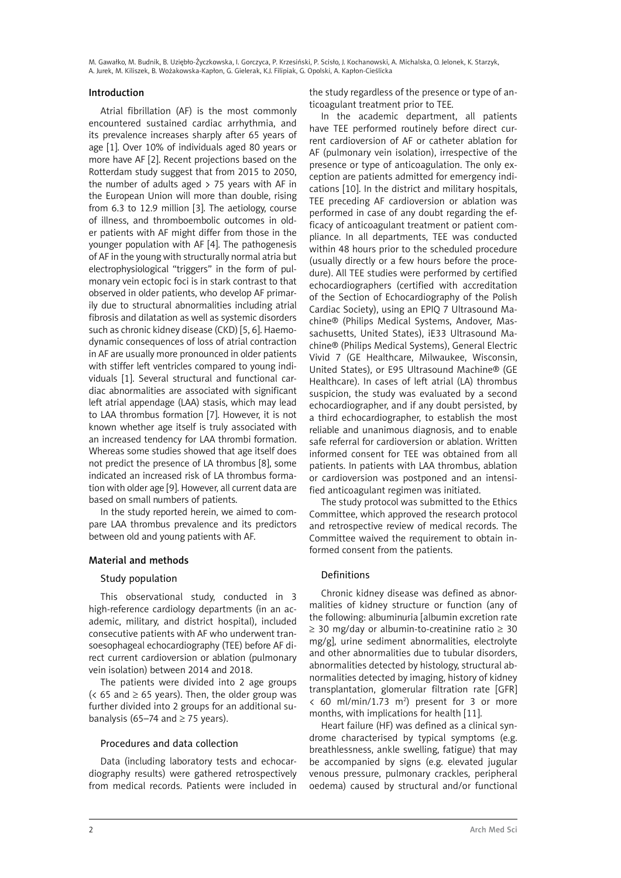## Introduction

Atrial fibrillation (AF) is the most commonly encountered sustained cardiac arrhythmia, and its prevalence increases sharply after 65 years of age [1]. Over 10% of individuals aged 80 years or more have AF [2]. Recent projections based on the Rotterdam study suggest that from 2015 to 2050, the number of adults aged > 75 years with AF in the European Union will more than double, rising from 6.3 to 12.9 million [3]. The aetiology, course of illness, and thromboembolic outcomes in older patients with AF might differ from those in the younger population with AF [4]. The pathogenesis of AF in the young with structurally normal atria but electrophysiological "triggers" in the form of pulmonary vein ectopic foci is in stark contrast to that observed in older patients, who develop AF primarily due to structural abnormalities including atrial fibrosis and dilatation as well as systemic disorders such as chronic kidney disease (CKD) [5, 6]. Haemodynamic consequences of loss of atrial contraction in AF are usually more pronounced in older patients with stiffer left ventricles compared to young individuals [1]. Several structural and functional cardiac abnormalities are associated with significant left atrial appendage (LAA) stasis, which may lead to LAA thrombus formation [7]. However, it is not known whether age itself is truly associated with an increased tendency for LAA thrombi formation. Whereas some studies showed that age itself does not predict the presence of LA thrombus [8], some indicated an increased risk of LA thrombus formation with older age [9]. However, all current data are based on small numbers of patients.

In the study reported herein, we aimed to compare LAA thrombus prevalence and its predictors between old and young patients with AF.

## Material and methods

### Study population

This observational study, conducted in 3 high-reference cardiology departments (in an academic, military, and district hospital), included consecutive patients with AF who underwent transoesophageal echocardiography (TEE) before AF direct current cardioversion or ablation (pulmonary vein isolation) between 2014 and 2018.

The patients were divided into 2 age groups (< 65 and ≥ 65 years). Then, the older group was further divided into 2 groups for an additional subanalysis (65–74 and ≥ 75 years).

### Procedures and data collection

Data (including laboratory tests and echocardiography results) were gathered retrospectively from medical records. Patients were included in the study regardless of the presence or type of anticoagulant treatment prior to TEE.

In the academic department, all patients have TEE performed routinely before direct current cardioversion of AF or catheter ablation for AF (pulmonary vein isolation), irrespective of the presence or type of anticoagulation. The only exception are patients admitted for emergency indications [10]. In the district and military hospitals, TEE preceding AF cardioversion or ablation was performed in case of any doubt regarding the efficacy of anticoagulant treatment or patient compliance. In all departments, TEE was conducted within 48 hours prior to the scheduled procedure (usually directly or a few hours before the procedure). All TEE studies were performed by certified echocardiographers (certified with accreditation of the Section of Echocardiography of the Polish Cardiac Society), using an EPIQ 7 Ultrasound Machine® (Philips Medical Systems, Andover, Massachusetts, United States), iE33 Ultrasound Machine® (Philips Medical Systems), General Electric Vivid 7 (GE Healthcare, Milwaukee, Wisconsin, United States), or E95 Ultrasound Machine® (GE Healthcare). In cases of left atrial (LA) thrombus suspicion, the study was evaluated by a second echocardiographer, and if any doubt persisted, by a third echocardiographer, to establish the most reliable and unanimous diagnosis, and to enable safe referral for cardioversion or ablation. Written informed consent for TEE was obtained from all patients. In patients with LAA thrombus, ablation or cardioversion was postponed and an intensified anticoagulant regimen was initiated.

The study protocol was submitted to the Ethics Committee, which approved the research protocol and retrospective review of medical records. The Committee waived the requirement to obtain informed consent from the patients.

### Definitions

Chronic kidney disease was defined as abnormalities of kidney structure or function (any of the following: albuminuria [albumin excretion rate ≥ 30 mg/day or albumin-to-creatinine ratio ≥ 30 mg/g], urine sediment abnormalities, electrolyte and other abnormalities due to tubular disorders, abnormalities detected by histology, structural abnormalities detected by imaging, history of kidney transplantation, glomerular filtration rate [GFR] < 60 ml/min/1.73 m$^2$) present for 3 or more months, with implications for health [11].

Heart failure (HF) was defined as a clinical syndrome characterised by typical symptoms (e.g. breathlessness, ankle swelling, fatigue) that may be accompanied by signs (e.g. elevated jugular venous pressure, pulmonary crackles, peripheral oedema) caused by structural and/or functional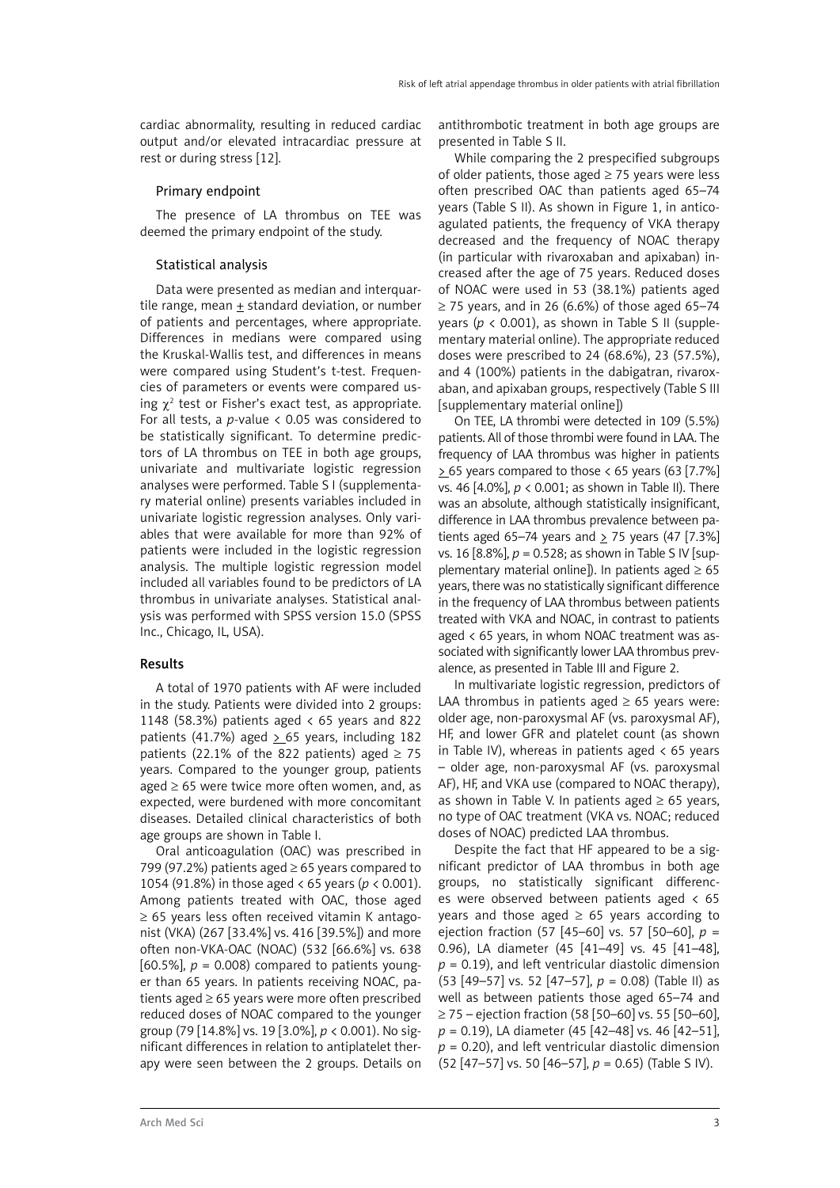cardiac abnormality, resulting in reduced cardiac output and/or elevated intracardiac pressure at rest or during stress [12].

### Primary endpoint

The presence of LA thrombus on TEE was deemed the primary endpoint of the study.

### Statistical analysis

Data were presented as median and interquartile range, mean ± standard deviation, or number of patients and percentages, where appropriate. Differences in medians were compared using the Kruskal-Wallis test, and differences in means were compared using Student's t-test. Frequencies of parameters or events were compared using $\chi^2$ test or Fisher's exact test, as appropriate. For all tests, a *p*-value < 0.05 was considered to be statistically significant. To determine predictors of LA thrombus on TEE in both age groups, univariate and multivariate logistic regression analyses were performed. Table S I (supplementary material online) presents variables included in univariate logistic regression analyses. Only variables that were available for more than 92% of patients were included in the logistic regression analysis. The multiple logistic regression model included all variables found to be predictors of LA thrombus in univariate analyses. Statistical analysis was performed with SPSS version 15.0 (SPSS Inc., Chicago, IL, USA).

## Results

A total of 1970 patients with AF were included in the study. Patients were divided into 2 groups: 1148 (58.3%) patients aged < 65 years and 822 patients (41.7%) aged ≥ 65 years, including 182 patients (22.1% of the 822 patients) aged ≥ 75 years. Compared to the younger group, patients aged ≥ 65 were twice more often women, and, as expected, were burdened with more concomitant diseases. Detailed clinical characteristics of both age groups are shown in Table I.

Oral anticoagulation (OAC) was prescribed in 799 (97.2%) patients aged ≥ 65 years compared to 1054 (91.8%) in those aged < 65 years (*p* < 0.001). Among patients treated with OAC, those aged ≥ 65 years less often received vitamin K antagonist (VKA) (267 [33.4%] vs. 416 [39.5%]) and more often non-VKA-OAC (NOAC) (532 [66.6%] vs. 638 [60.5%], *p* = 0.008) compared to patients younger than 65 years. In patients receiving NOAC, patients aged ≥ 65 years were more often prescribed reduced doses of NOAC compared to the younger group (79 [14.8%] vs. 19 [3.0%], *p* < 0.001). No significant differences in relation to antiplatelet therapy were seen between the 2 groups. Details on antithrombotic treatment in both age groups are presented in Table S II.

While comparing the 2 prespecified subgroups of older patients, those aged ≥ 75 years were less often prescribed OAC than patients aged 65–74 years (Table S II). As shown in Figure 1, in anticoagulated patients, the frequency of VKA therapy decreased and the frequency of NOAC therapy (in particular with rivaroxaban and apixaban) increased after the age of 75 years. Reduced doses of NOAC were used in 53 (38.1%) patients aged ≥ 75 years, and in 26 (6.6%) of those aged 65–74 years (*p* < 0.001), as shown in Table S II (supplementary material online). The appropriate reduced doses were prescribed to 24 (68.6%), 23 (57.5%), and 4 (100%) patients in the dabigatran, rivaroxaban, and apixaban groups, respectively (Table S III [supplementary material online])

On TEE, LA thrombi were detected in 109 (5.5%) patients. All of those thrombi were found in LAA. The frequency of LAA thrombus was higher in patients ≥ 65 years compared to those < 65 years (63 [7.7%] vs. 46 [4.0%], *p* < 0.001; as shown in Table II). There was an absolute, although statistically insignificant, difference in LAA thrombus prevalence between patients aged 65–74 years and ≥ 75 years (47 [7.3%] vs. 16 [8.8%], *p* = 0.528; as shown in Table S IV [supplementary material online]). In patients aged ≥ 65 years, there was no statistically significant difference in the frequency of LAA thrombus between patients treated with VKA and NOAC, in contrast to patients aged < 65 years, in whom NOAC treatment was associated with significantly lower LAA thrombus prevalence, as presented in Table III and Figure 2.

In multivariate logistic regression, predictors of LAA thrombus in patients aged ≥ 65 years were: older age, non-paroxysmal AF (vs. paroxysmal AF), HF, and lower GFR and platelet count (as shown in Table IV), whereas in patients aged < 65 years – older age, non-paroxysmal AF (vs. paroxysmal AF), HF, and VKA use (compared to NOAC therapy), as shown in Table V. In patients aged ≥ 65 years, no type of OAC treatment (VKA vs. NOAC; reduced doses of NOAC) predicted LAA thrombus.

Despite the fact that HF appeared to be a significant predictor of LAA thrombus in both age groups, no statistically significant differences were observed between patients aged < 65 years and those aged ≥ 65 years according to ejection fraction (57 [45–60] vs. 57 [50–60], *p* = 0.96), LA diameter (45 [41–49] vs. 45 [41–48], *p* = 0.19), and left ventricular diastolic dimension (53 [49–57] vs. 52 [47–57], *p* = 0.08) (Table II) as well as between patients those aged 65–74 and ≥ 75 – ejection fraction (58 [50–60] vs. 55 [50–60], *p* = 0.19), LA diameter (45 [42–48] vs. 46 [42–51], *p* = 0.20), and left ventricular diastolic dimension (52 [47–57] vs. 50 [46–57], *p* = 0.65) (Table S IV).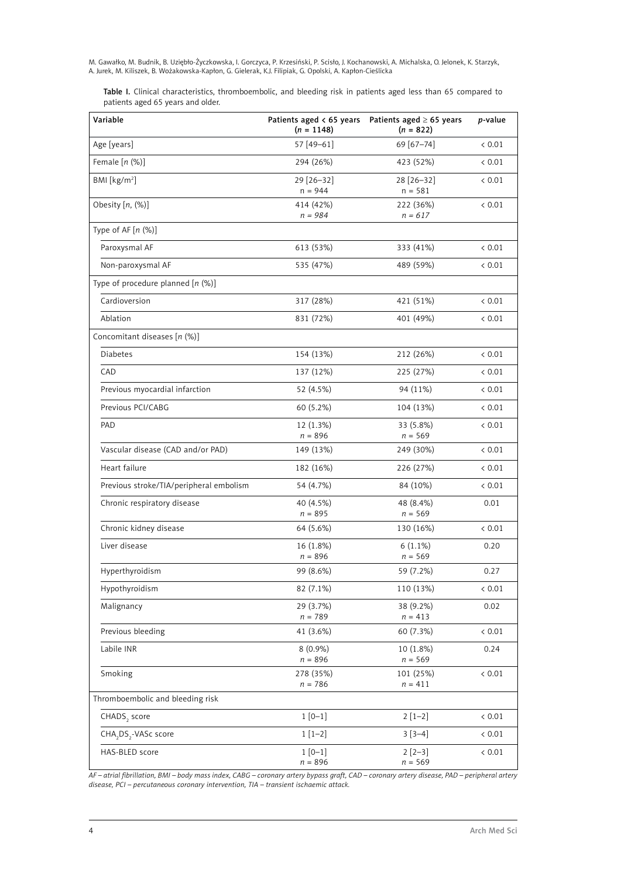Table I. Clinical characteristics, thromboembolic, and bleeding risk in patients aged less than 65 compared to patients aged 65 years and older.

| Variable | Patients aged < 65 years (n = 1148) | Patients aged ≥ 65 years (n = 822) | p-value |
|---|---|---|---|
| Age [years] | 57 [49–61] | 69 [67–74] | < 0.01 |
| Female [n (%)] | 294 (26%) | 423 (52%) | < 0.01 |
| BMI [kg/m²] | 29 [26–32] n = 944 | 28 [26–32] n = 581 | < 0.01 |
| Obesity [n, (%)] | 414 (42%) *n = 984* | 222 (36%) *n = 617* | < 0.01 |
| Type of AF [n (%)] | | | |
| Paroxysmal AF | 613 (53%) | 333 (41%) | < 0.01 |
| Non-paroxysmal AF | 535 (47%) | 489 (59%) | < 0.01 |
| Type of procedure planned [n (%)] | | | |
| Cardioversion | 317 (28%) | 421 (51%) | < 0.01 |
| Ablation | 831 (72%) | 401 (49%) | < 0.01 |
| Concomitant diseases [n (%)] | | | |
| Diabetes | 154 (13%) | 212 (26%) | < 0.01 |
| CAD | 137 (12%) | 225 (27%) | < 0.01 |
| Previous myocardial infarction | 52 (4.5%) | 94 (11%) | < 0.01 |
| Previous PCI/CABG | 60 (5.2%) | 104 (13%) | < 0.01 |
| PAD | 12 (1.3%) *n = 896* | 33 (5.8%) *n = 569* | < 0.01 |
| Vascular disease (CAD and/or PAD) | 149 (13%) | 249 (30%) | < 0.01 |
| Heart failure | 182 (16%) | 226 (27%) | < 0.01 |
| Previous stroke/TIA/peripheral embolism | 54 (4.7%) | 84 (10%) | < 0.01 |
| Chronic respiratory disease | 40 (4.5%) *n = 895* | 48 (8.4%) *n = 569* | 0.01 |
| Chronic kidney disease | 64 (5.6%) | 130 (16%) | < 0.01 |
| Liver disease | 16 (1.8%) *n = 896* | 6 (1.1%) *n = 569* | 0.20 |
| Hyperthyroidism | 99 (8.6%) | 59 (7.2%) | 0.27 |
| Hypothyroidism | 82 (7.1%) | 110 (13%) | < 0.01 |
| Malignancy | 29 (3.7%) *n = 789* | 38 (9.2%) *n = 413* | 0.02 |
| Previous bleeding | 41 (3.6%) | 60 (7.3%) | < 0.01 |
| Labile INR | 8 (0.9%) *n = 896* | 10 (1.8%) *n = 569* | 0.24 |
| Smoking | 278 (35%) *n = 786* | 101 (25%) *n = 411* | < 0.01 |
| Thromboembolic and bleeding risk | | | |
| $CHADS_2$ score | 1 [0–1] | 2 [1–2] | < 0.01 |
| $CHA_2DS_2$-VASc score | 1 [1–2] | 3 [3–4] | < 0.01 |
| HAS-BLED score | 1 [0–1] *n = 896* | 2 [2–3] *n = 569* | < 0.01 |

*AF – atrial fibrillation, BMI – body mass index, CABG – coronary artery bypass graft, CAD – coronary artery disease, PAD – peripheral artery disease, PCI – percutaneous coronary intervention, TIA – transient ischaemic attack.*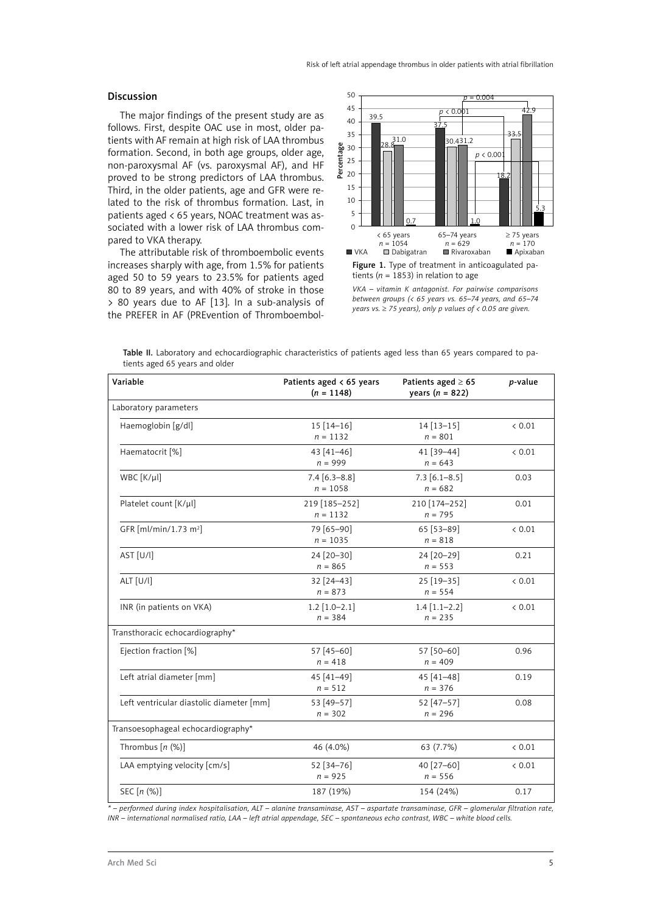## Discussion

The major findings of the present study are as follows. First, despite OAC use in most, older patients with AF remain at high risk of LAA thrombus formation. Second, in both age groups, older age, non-paroxysmal AF (vs. paroxysmal AF), and HF proved to be strong predictors of LAA thrombus. Third, in the older patients, age and GFR were related to the risk of thrombus formation. Last, in patients aged < 65 years, NOAC treatment was associated with a lower risk of LAA thrombus compared to VKA therapy.

The attributable risk of thromboembolic events increases sharply with age, from 1.5% for patients aged 50 to 59 years to 23.5% for patients aged 80 to 89 years, and with 40% of stroke in those > 80 years due to AF [13]. In a sub-analysis of the PREFER in AF (PREvention of Thromboembol-

Figure 1. Type of treatment in anticoagulated patients ($n$ = 1853) in relation to age

*VKA – vitamin K antagonist. For pairwise comparisons between groups (< 65 years vs. 65–74 years, and 65–74 years vs. ≥ 75 years), only p values of < 0.05 are given.*

Table II. Laboratory and echocardiographic characteristics of patients aged less than 65 years compared to patients aged 65 years and older

| Variable | Patients aged < 65 years ($n$ = 1148) | Patients aged ≥ 65 years ($n$ = 822) | $p$-value |
|---|---|---|---|
| Laboratory parameters | | | |
| Haemoglobin [g/dl] | 15 [14–16] $n$ = 1132 | 14 [13–15] $n$ = 801 | < 0.01 |
| Haematocrit [%] | 43 [41–46] $n$ = 999 | 41 [39–44] $n$ = 643 | < 0.01 |
| WBC [K/μl] | 7.4 [6.3–8.8] $n$ = 1058 | 7.3 [6.1–8.5] $n$ = 682 | 0.03 |
| Platelet count [K/μl] | 219 [185–252] $n$ = 1132 | 210 [174–252] $n$ = 795 | 0.01 |
| GFR [ml/min/1.73 m$^2$] | 79 [65–90] $n$ = 1035 | 65 [53–89] $n$ = 818 | < 0.01 |
| AST [U/l] | 24 [20–30] $n$ = 865 | 24 [20–29] $n$ = 553 | 0.21 |
| ALT [U/l] | 32 [24–43] $n$ = 873 | 25 [19–35] $n$ = 554 | < 0.01 |
| INR (in patients on VKA) | 1.2 [1.0–2.1] $n$ = 384 | 1.4 [1.1–2.2] $n$ = 235 | < 0.01 |
| Transthoracic echocardiography* | | | |
| Ejection fraction [%] | 57 [45–60] $n$ = 418 | 57 [50–60] $n$ = 409 | 0.96 |
| Left atrial diameter [mm] | 45 [41–49] $n$ = 512 | 45 [41–48] $n$ = 376 | 0.19 |
| Left ventricular diastolic diameter [mm] | 53 [49–57] $n$ = 302 | 52 [47–57] $n$ = 296 | 0.08 |
| Transoesophageal echocardiography* | | | |
| Thrombus [$n$ (%)] | 46 (4.0%) | 63 (7.7%) | < 0.01 |
| LAA emptying velocity [cm/s] | 52 [34–76] $n$ = 925 | 40 [27–60] $n$ = 556 | < 0.01 |
| SEC [$n$ (%)] | 187 (19%) | 154 (24%) | 0.17 |

*\* – performed during index hospitalisation, ALT – alanine transaminase, AST – aspartate transaminase, GFR – glomerular filtration rate, INR – international normalised ratio, LAA – left atrial appendage, SEC – spontaneous echo contrast, WBC – white blood cells.*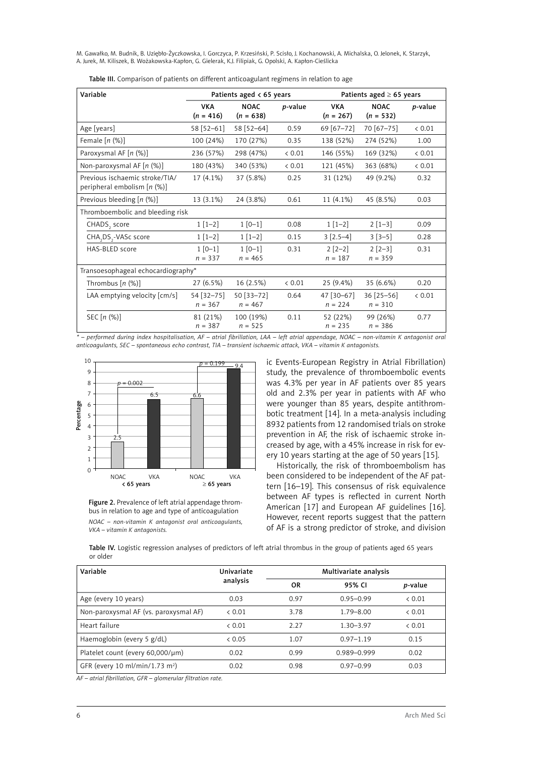**Table III.** Comparison of patients on different anticoagulant regimens in relation to age

| Variable | Patients aged < 65 years | | | Patients aged ≥ 65 years | | |
|---|---|---|---|---|---|---|
| | VKA ($n$ = 416) | NOAC ($n$ = 638) | $p$-value | VKA ($n$ = 267) | NOAC ($n$ = 532) | $p$-value |
| Age [years] | 58 [52–61] | 58 [52–64] | 0.59 | 69 [67–72] | 70 [67–75] | < 0.01 |
| Female [$n$ (%)] | 100 (24%) | 170 (27%) | 0.35 | 138 (52%) | 274 (52%) | 1.00 |
| Paroxysmal AF [$n$ (%)] | 236 (57%) | 298 (47%) | < 0.01 | 146 (55%) | 169 (32%) | < 0.01 |
| Non-paroxysmal AF [$n$ (%)] | 180 (43%) | 340 (53%) | < 0.01 | 121 (45%) | 363 (68%) | < 0.01 |
| Previous ischaemic stroke/TIA/ peripheral embolism [$n$ (%)] | 17 (4.1%) | 37 (5.8%) | 0.25 | 31 (12%) | 49 (9.2%) | 0.32 |
| Previous bleeding [$n$ (%)] | 13 (3.1%) | 24 (3.8%) | 0.61 | 11 (4.1%) | 45 (8.5%) | 0.03 |
| Thromboembolic and bleeding risk | | | | | | |
| $CHADS_2$ score | 1 [1–2] | 1 [0–1] | 0.08 | 1 [1–2] | 2 [1–3] | 0.09 |
| $CHA_2DS_2$-VASc score | 1 [1–2] | 1 [1–2] | 0.15 | 3 [2.5–4] | 3 [3–5] | 0.28 |
| HAS-BLED score | 1 [0–1] $n$ = 337 | 1 [0–1] $n$ = 465 | 0.31 | 2 [2–2] $n$ = 187 | 2 [2–3] $n$ = 359 | 0.31 |
| Transoesophageal echocardiography* | | | | | | |
| Thrombus [$n$ (%)] | 27 (6.5%) | 16 (2.5%) | < 0.01 | 25 (9.4%) | 35 (6.6%) | 0.20 |
| LAA emptying velocity [cm/s] | 54 [32–75] $n$ = 367 | 50 [33–72] $n$ = 467 | 0.64 | 47 [30–67] $n$ = 224 | 36 [25–56] $n$ = 310 | < 0.01 |
| SEC [$n$ (%)] | 81 (21%) $n$ = 387 | 100 (19%) $n$ = 525 | 0.11 | 52 (22%) $n$ = 235 | 99 (26%) $n$ = 386 | 0.77 |

*\* – performed during index hospitalisation, AF – atrial fibrillation, LAA – left atrial appendage, NOAC – non-vitamin K antagonist oral anticoagulants, SEC – spontaneous echo contrast, TIA – transient ischaemic attack, VKA – vitamin K antagonists.*

**Figure 2.** Prevalence of left atrial appendage thrombus in relation to age and type of anticoagulation

*NOAC – non-vitamin K antagonist oral anticoagulants, VKA – vitamin K antagonists.*

ic Events-European Registry in Atrial Fibrillation) study, the prevalence of thromboembolic events was 4.3% per year in AF patients over 85 years old and 2.3% per year in patients with AF who were younger than 85 years, despite antithrombotic treatment [14]. In a meta-analysis including 8932 patients from 12 randomised trials on stroke prevention in AF, the risk of ischaemic stroke increased by age, with a 45% increase in risk for every 10 years starting at the age of 50 years [15].

Historically, the risk of thromboembolism has been considered to be independent of the AF pattern [16–19]. This consensus of risk equivalence between AF types is reflected in current North American [17] and European AF guidelines [16]. However, recent reports suggest that the pattern of AF is a strong predictor of stroke, and division

**Table IV.** Logistic regression analyses of predictors of left atrial thrombus in the group of patients aged 65 years or older

| Variable | Univariate analysis | Multivariate analysis | | |
|---|---|---|---|---|
| | | OR | 95% CI | $p$-value |
| Age (every 10 years) | 0.03 | 0.97 | 0.95–0.99 | < 0.01 |
| Non-paroxysmal AF (vs. paroxysmal AF) | < 0.01 | 3.78 | 1.79–8.00 | < 0.01 |
| Heart failure | < 0.01 | 2.27 | 1.30–3.97 | < 0.01 |
| Haemoglobin (every 5 g/dL) | < 0.05 | 1.07 | 0.97–1.19 | 0.15 |
| Platelet count (every 60,000/μm) | 0.02 | 0.99 | 0.989–0.999 | 0.02 |
| GFR (every 10 ml/min/1.73 m$^2$) | 0.02 | 0.98 | 0.97–0.99 | 0.03 |

*AF – atrial fibrillation, GFR – glomerular filtration rate.*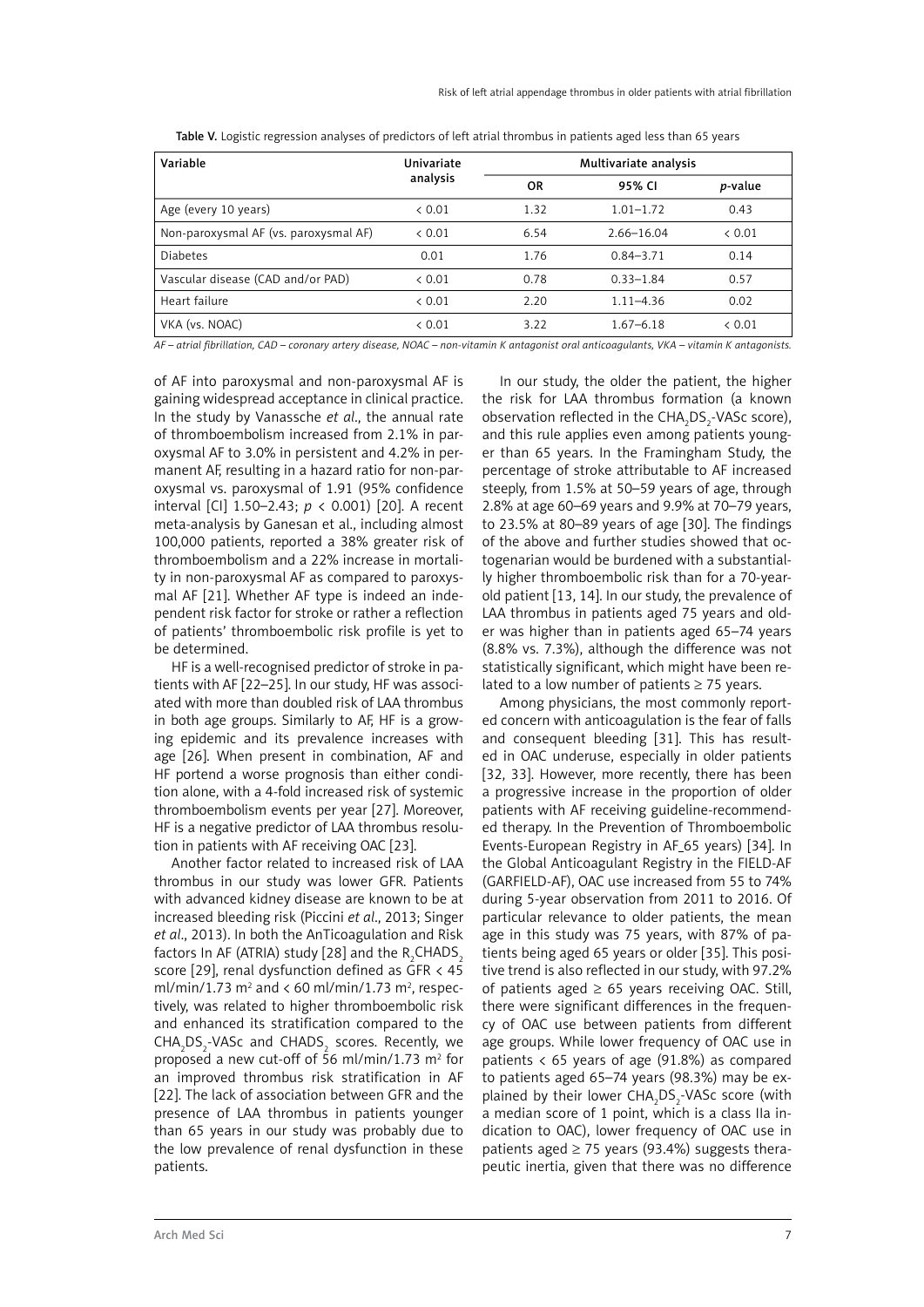Table V. Logistic regression analyses of predictors of left atrial thrombus in patients aged less than 65 years

| Variable | Univariate analysis | Multivariate analysis | | |
|---|---|---|---|---|
| | | OR | 95% CI | *p*-value |
| Age (every 10 years) | < 0.01 | 1.32 | 1.01–1.72 | 0.43 |
| Non-paroxysmal AF (vs. paroxysmal AF) | < 0.01 | 6.54 | 2.66–16.04 | < 0.01 |
| Diabetes | 0.01 | 1.76 | 0.84–3.71 | 0.14 |
| Vascular disease (CAD and/or PAD) | < 0.01 | 0.78 | 0.33–1.84 | 0.57 |
| Heart failure | < 0.01 | 2.20 | 1.11–4.36 | 0.02 |
| VKA (vs. NOAC) | < 0.01 | 3.22 | 1.67–6.18 | < 0.01 |

*AF – atrial fibrillation, CAD – coronary artery disease, NOAC – non-vitamin K antagonist oral anticoagulants, VKA – vitamin K antagonists.*

of AF into paroxysmal and non-paroxysmal AF is gaining widespread acceptance in clinical practice. In the study by Vanassche *et al*., the annual rate of thromboembolism increased from 2.1% in paroxysmal AF to 3.0% in persistent and 4.2% in permanent AF, resulting in a hazard ratio for non-paroxysmal vs. paroxysmal of 1.91 (95% confidence interval [CI] 1.50–2.43; $p < 0.001$) [20]. A recent meta-analysis by Ganesan et al., including almost 100,000 patients, reported a 38% greater risk of thromboembolism and a 22% increase in mortality in non-paroxysmal AF as compared to paroxysmal AF [21]. Whether AF type is indeed an independent risk factor for stroke or rather a reflection of patients' thromboembolic risk profile is yet to be determined.

HF is a well-recognised predictor of stroke in patients with AF [22–25]. In our study, HF was associated with more than doubled risk of LAA thrombus in both age groups. Similarly to AF, HF is a growing epidemic and its prevalence increases with age [26]. When present in combination, AF and HF portend a worse prognosis than either condition alone, with a 4-fold increased risk of systemic thromboembolism events per year [27]. Moreover, HF is a negative predictor of LAA thrombus resolution in patients with AF receiving OAC [23].

Another factor related to increased risk of LAA thrombus in our study was lower GFR. Patients with advanced kidney disease are known to be at increased bleeding risk (Piccini *et al*., 2013; Singer *et al*., 2013). In both the AnTicoagulation and Risk factors In AF (ATRIA) study [28] and the $R_2CHADS_2$ score [29], renal dysfunction defined as GFR < 45 ml/min/1.73 $m^2$ and < 60 ml/min/1.73 $m^2$, respectively, was related to higher thromboembolic risk and enhanced its stratification compared to the $CHA_2DS_2$-VASc and $CHADS_2$ scores. Recently, we proposed a new cut-off of 56 ml/min/1.73 $m^2$ for an improved thrombus risk stratification in AF [22]. The lack of association between GFR and the presence of LAA thrombus in patients younger than 65 years in our study was probably due to the low prevalence of renal dysfunction in these patients.

In our study, the older the patient, the higher the risk for LAA thrombus formation (a known observation reflected in the $CHA_2DS_2$-VASc score), and this rule applies even among patients younger than 65 years. In the Framingham Study, the percentage of stroke attributable to AF increased steeply, from 1.5% at 50–59 years of age, through 2.8% at age 60–69 years and 9.9% at 70–79 years, to 23.5% at 80–89 years of age [30]. The findings of the above and further studies showed that octogenarian would be burdened with a substantially higher thromboembolic risk than for a 70-year-old patient [13, 14]. In our study, the prevalence of LAA thrombus in patients aged 75 years and older was higher than in patients aged 65–74 years (8.8% vs. 7.3%), although the difference was not statistically significant, which might have been related to a low number of patients ≥ 75 years.

Among physicians, the most commonly reported concern with anticoagulation is the fear of falls and consequent bleeding [31]. This has resulted in OAC underuse, especially in older patients [32, 33]. However, more recently, there has been a progressive increase in the proportion of older patients with AF receiving guideline-recommended therapy. In the Prevention of Thromboembolic Events-European Registry in AF_65 years) [34]. In the Global Anticoagulant Registry in the FIELD-AF (GARFIELD-AF), OAC use increased from 55 to 74% during 5-year observation from 2011 to 2016. Of particular relevance to older patients, the mean age in this study was 75 years, with 87% of patients being aged 65 years or older [35]. This positive trend is also reflected in our study, with 97.2% of patients aged ≥ 65 years receiving OAC. Still, there were significant differences in the frequency of OAC use between patients from different age groups. While lower frequency of OAC use in patients < 65 years of age (91.8%) as compared to patients aged 65–74 years (98.3%) may be explained by their lower $CHA_2DS_2$-VASc score (with a median score of 1 point, which is a class IIa indication to OAC), lower frequency of OAC use in patients aged ≥ 75 years (93.4%) suggests therapeutic inertia, given that there was no difference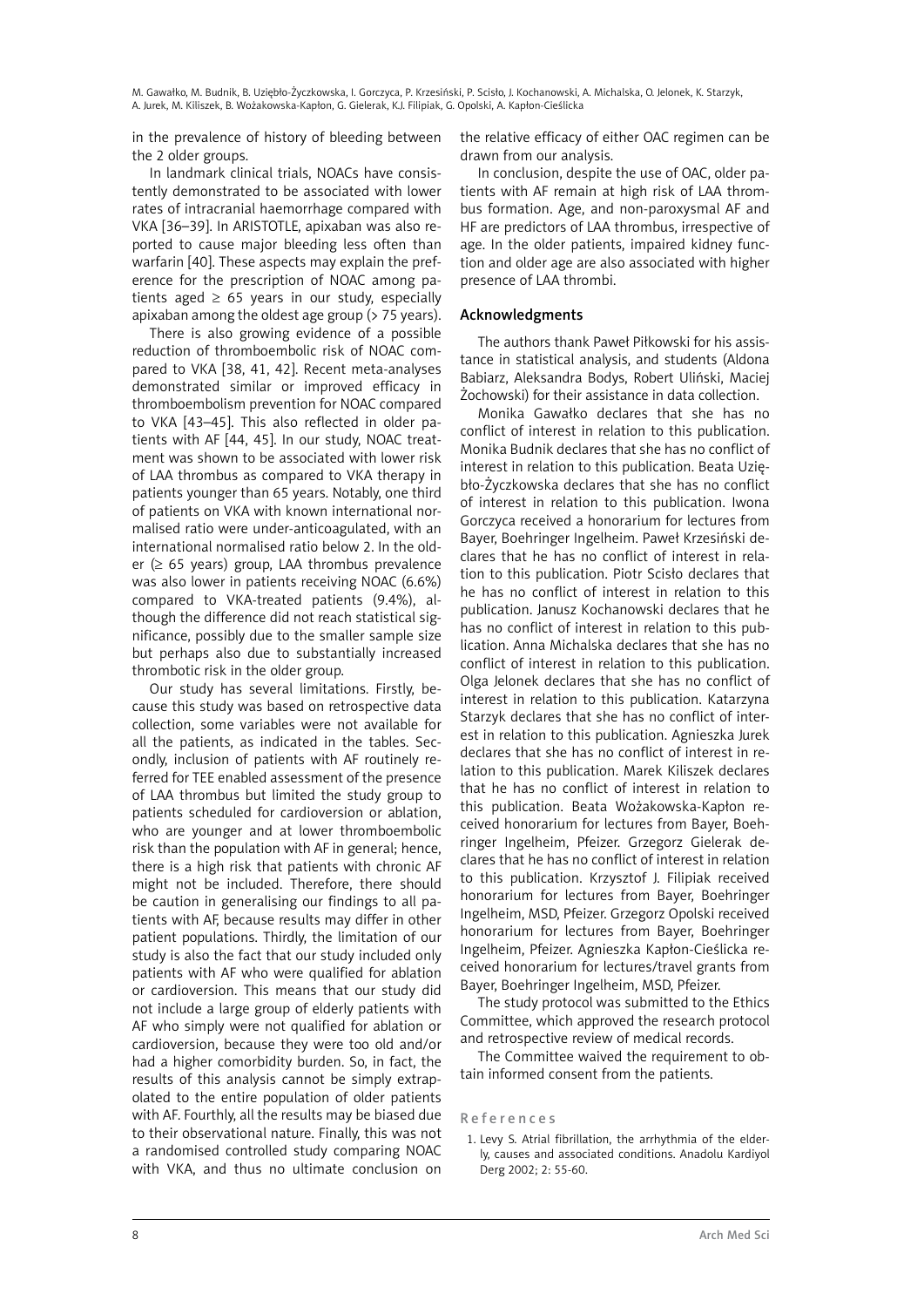in the prevalence of history of bleeding between the 2 older groups.

In landmark clinical trials, NOACs have consistently demonstrated to be associated with lower rates of intracranial haemorrhage compared with VKA [36–39]. In ARISTOTLE, apixaban was also reported to cause major bleeding less often than warfarin [40]. These aspects may explain the preference for the prescription of NOAC among patients aged ≥ 65 years in our study, especially apixaban among the oldest age group (> 75 years).

There is also growing evidence of a possible reduction of thromboembolic risk of NOAC compared to VKA [38, 41, 42]. Recent meta-analyses demonstrated similar or improved efficacy in thromboembolism prevention for NOAC compared to VKA [43–45]. This also reflected in older patients with AF [44, 45]. In our study, NOAC treatment was shown to be associated with lower risk of LAA thrombus as compared to VKA therapy in patients younger than 65 years. Notably, one third of patients on VKA with known international normalised ratio were under-anticoagulated, with an international normalised ratio below 2. In the older (≥ 65 years) group, LAA thrombus prevalence was also lower in patients receiving NOAC (6.6%) compared to VKA-treated patients (9.4%), although the difference did not reach statistical significance, possibly due to the smaller sample size but perhaps also due to substantially increased thrombotic risk in the older group.

Our study has several limitations. Firstly, because this study was based on retrospective data collection, some variables were not available for all the patients, as indicated in the tables. Secondly, inclusion of patients with AF routinely referred for TEE enabled assessment of the presence of LAA thrombus but limited the study group to patients scheduled for cardioversion or ablation, who are younger and at lower thromboembolic risk than the population with AF in general; hence, there is a high risk that patients with chronic AF might not be included. Therefore, there should be caution in generalising our findings to all patients with AF, because results may differ in other patient populations. Thirdly, the limitation of our study is also the fact that our study included only patients with AF who were qualified for ablation or cardioversion. This means that our study did not include a large group of elderly patients with AF who simply were not qualified for ablation or cardioversion, because they were too old and/or had a higher comorbidity burden. So, in fact, the results of this analysis cannot be simply extrapolated to the entire population of older patients with AF. Fourthly, all the results may be biased due to their observational nature. Finally, this was not a randomised controlled study comparing NOAC with VKA, and thus no ultimate conclusion on the relative efficacy of either OAC regimen can be drawn from our analysis.

In conclusion, despite the use of OAC, older patients with AF remain at high risk of LAA thrombus formation. Age, and non-paroxysmal AF and HF are predictors of LAA thrombus, irrespective of age. In the older patients, impaired kidney function and older age are also associated with higher presence of LAA thrombi.

## Acknowledgments

The authors thank Paweł Piłkowski for his assistance in statistical analysis, and students (Aldona Babiarz, Aleksandra Bodys, Robert Uliński, Maciej Żochowski) for their assistance in data collection.

Monika Gawałko declares that she has no conflict of interest in relation to this publication. Monika Budnik declares that she has no conflict of interest in relation to this publication. Beata Uziębło-Życzkowska declares that she has no conflict of interest in relation to this publication. Iwona Gorczyca received a honorarium for lectures from Bayer, Boehringer Ingelheim. Paweł Krzesiński declares that he has no conflict of interest in relation to this publication. Piotr Scisło declares that he has no conflict of interest in relation to this publication. Janusz Kochanowski declares that he has no conflict of interest in relation to this publication. Anna Michalska declares that she has no conflict of interest in relation to this publication. Olga Jelonek declares that she has no conflict of interest in relation to this publication. Katarzyna Starzyk declares that she has no conflict of interest in relation to this publication. Agnieszka Jurek declares that she has no conflict of interest in relation to this publication. Marek Kiliszek declares that he has no conflict of interest in relation to this publication. Beata Wożakowska-Kapłon received honorarium for lectures from Bayer, Boehringer Ingelheim, Pfeizer. Grzegorz Gielerak declares that he has no conflict of interest in relation to this publication. Krzysztof J. Filipiak received honorarium for lectures from Bayer, Boehringer Ingelheim, MSD, Pfeizer. Grzegorz Opolski received honorarium for lectures from Bayer, Boehringer Ingelheim, Pfeizer. Agnieszka Kapłon-Cieślicka received honorarium for lectures/travel grants from Bayer, Boehringer Ingelheim, MSD, Pfeizer.

The study protocol was submitted to the Ethics Committee, which approved the research protocol and retrospective review of medical records.

The Committee waived the requirement to obtain informed consent from the patients.

## References

1. Levy S. Atrial fibrillation, the arrhythmia of the elderly, causes and associated conditions. Anadolu Kardiyol Derg 2002; 2: 55-60.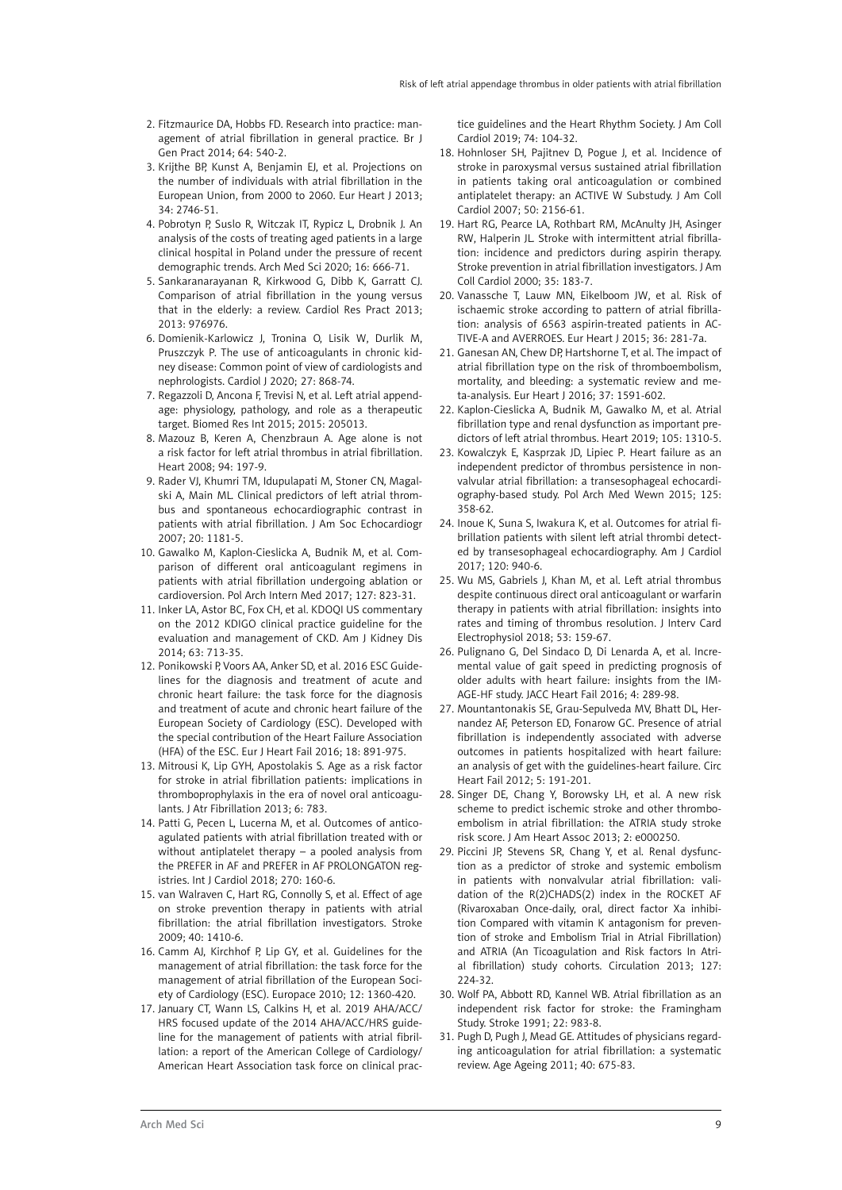2. Fitzmaurice DA, Hobbs FD. Research into practice: management of atrial fibrillation in general practice. Br J Gen Pract 2014; 64: 540-2.
3. Krijthe BP, Kunst A, Benjamin EJ, et al. Projections on the number of individuals with atrial fibrillation in the European Union, from 2000 to 2060. Eur Heart J 2013; 34: 2746-51.
4. Pobrotyn P, Suslo R, Witczak IT, Rypicz L, Drobnik J. An analysis of the costs of treating aged patients in a large clinical hospital in Poland under the pressure of recent demographic trends. Arch Med Sci 2020; 16: 666-71.
5. Sankaranarayanan R, Kirkwood G, Dibb K, Garratt CJ. Comparison of atrial fibrillation in the young versus that in the elderly: a review. Cardiol Res Pract 2013; 2013: 976976.
6. Domienik-Karlowicz J, Tronina O, Lisik W, Durlik M, Pruszczyk P. The use of anticoagulants in chronic kidney disease: Common point of view of cardiologists and nephrologists. Cardiol J 2020; 27: 868-74.
7. Regazzoli D, Ancona F, Trevisi N, et al. Left atrial appendage: physiology, pathology, and role as a therapeutic target. Biomed Res Int 2015; 2015: 205013.
8. Mazouz B, Keren A, Chenzbraun A. Age alone is not a risk factor for left atrial thrombus in atrial fibrillation. Heart 2008; 94: 197-9.
9. Rader VJ, Khumri TM, Idupulapati M, Stoner CN, Magalski A, Main ML. Clinical predictors of left atrial thrombus and spontaneous echocardiographic contrast in patients with atrial fibrillation. J Am Soc Echocardiogr 2007; 20: 1181-5.
10. Gawalko M, Kaplon-Cieslicka A, Budnik M, et al. Comparison of different oral anticoagulant regimens in patients with atrial fibrillation undergoing ablation or cardioversion. Pol Arch Intern Med 2017; 127: 823-31.
11. Inker LA, Astor BC, Fox CH, et al. KDOQI US commentary on the 2012 KDIGO clinical practice guideline for the evaluation and management of CKD. Am J Kidney Dis 2014; 63: 713-35.
12. Ponikowski P, Voors AA, Anker SD, et al. 2016 ESC Guidelines for the diagnosis and treatment of acute and chronic heart failure: the task force for the diagnosis and treatment of acute and chronic heart failure of the European Society of Cardiology (ESC). Developed with the special contribution of the Heart Failure Association (HFA) of the ESC. Eur J Heart Fail 2016; 18: 891-975.
13. Mitrousi K, Lip GYH, Apostolakis S. Age as a risk factor for stroke in atrial fibrillation patients: implications in thromboprophylaxis in the era of novel oral anticoagulants. J Atr Fibrillation 2013; 6: 783.
14. Patti G, Pecen L, Lucerna M, et al. Outcomes of anticoagulated patients with atrial fibrillation treated with or without antiplatelet therapy – a pooled analysis from the PREFER in AF and PREFER in AF PROLONGATON registries. Int J Cardiol 2018; 270: 160-6.
15. van Walraven C, Hart RG, Connolly S, et al. Effect of age on stroke prevention therapy in patients with atrial fibrillation: the atrial fibrillation investigators. Stroke 2009; 40: 1410-6.
16. Camm AJ, Kirchhof P, Lip GY, et al. Guidelines for the management of atrial fibrillation: the task force for the management of atrial fibrillation of the European Society of Cardiology (ESC). Europace 2010; 12: 1360-420.
17. January CT, Wann LS, Calkins H, et al. 2019 AHA/ACC/HRS focused update of the 2014 AHA/ACC/HRS guideline for the management of patients with atrial fibrillation: a report of the American College of Cardiology/American Heart Association task force on clinical practice guidelines and the Heart Rhythm Society. J Am Coll Cardiol 2019; 74: 104-32.
18. Hohnloser SH, Pajitnev D, Pogue J, et al. Incidence of stroke in paroxysmal versus sustained atrial fibrillation in patients taking oral anticoagulation or combined antiplatelet therapy: an ACTIVE W Substudy. J Am Coll Cardiol 2007; 50: 2156-61.
19. Hart RG, Pearce LA, Rothbart RM, McAnulty JH, Asinger RW, Halperin JL. Stroke with intermittent atrial fibrillation: incidence and predictors during aspirin therapy. Stroke prevention in atrial fibrillation investigators. J Am Coll Cardiol 2000; 35: 183-7.
20. Vanassche T, Lauw MN, Eikelboom JW, et al. Risk of ischaemic stroke according to pattern of atrial fibrillation: analysis of 6563 aspirin-treated patients in ACTIVE-A and AVERROES. Eur Heart J 2015; 36: 281-7a.
21. Ganesan AN, Chew DP, Hartshorne T, et al. The impact of atrial fibrillation type on the risk of thromboembolism, mortality, and bleeding: a systematic review and meta-analysis. Eur Heart J 2016; 37: 1591-602.
22. Kaplon-Cieslicka A, Budnik M, Gawalko M, et al. Atrial fibrillation type and renal dysfunction as important predictors of left atrial thrombus. Heart 2019; 105: 1310-5.
23. Kowalczyk E, Kasprzak JD, Lipiec P. Heart failure as an independent predictor of thrombus persistence in nonvalvular atrial fibrillation: a transesophageal echocardiography-based study. Pol Arch Med Wewn 2015; 125: 358-62.
24. Inoue K, Suna S, Iwakura K, et al. Outcomes for atrial fibrillation patients with silent left atrial thrombi detected by transesophageal echocardiography. Am J Cardiol 2017; 120: 940-6.
25. Wu MS, Gabriels J, Khan M, et al. Left atrial thrombus despite continuous direct oral anticoagulant or warfarin therapy in patients with atrial fibrillation: insights into rates and timing of thrombus resolution. J Interv Card Electrophysiol 2018; 53: 159-67.
26. Pulignano G, Del Sindaco D, Di Lenarda A, et al. Incremental value of gait speed in predicting prognosis of older adults with heart failure: insights from the IMAGE-HF study. JACC Heart Fail 2016; 4: 289-98.
27. Mountantonakis SE, Grau-Sepulveda MV, Bhatt DL, Hernandez AF, Peterson ED, Fonarow GC. Presence of atrial fibrillation is independently associated with adverse outcomes in patients hospitalized with heart failure: an analysis of get with the guidelines-heart failure. Circ Heart Fail 2012; 5: 191-201.
28. Singer DE, Chang Y, Borowsky LH, et al. A new risk scheme to predict ischemic stroke and other thromboembolism in atrial fibrillation: the ATRIA study stroke risk score. J Am Heart Assoc 2013; 2: e000250.
29. Piccini JP, Stevens SR, Chang Y, et al. Renal dysfunction as a predictor of stroke and systemic embolism in patients with nonvalvular atrial fibrillation: validation of the R(2)CHADS(2) index in the ROCKET AF (Rivaroxaban Once-daily, oral, direct factor Xa inhibition Compared with vitamin K antagonism for prevention of stroke and Embolism Trial in Atrial Fibrillation) and ATRIA (An Ticoagulation and Risk factors In Atrial fibrillation) study cohorts. Circulation 2013; 127: 224-32.
30. Wolf PA, Abbott RD, Kannel WB. Atrial fibrillation as an independent risk factor for stroke: the Framingham Study. Stroke 1991; 22: 983-8.
31. Pugh D, Pugh J, Mead GE. Attitudes of physicians regarding anticoagulation for atrial fibrillation: a systematic review. Age Ageing 2011; 40: 675-83.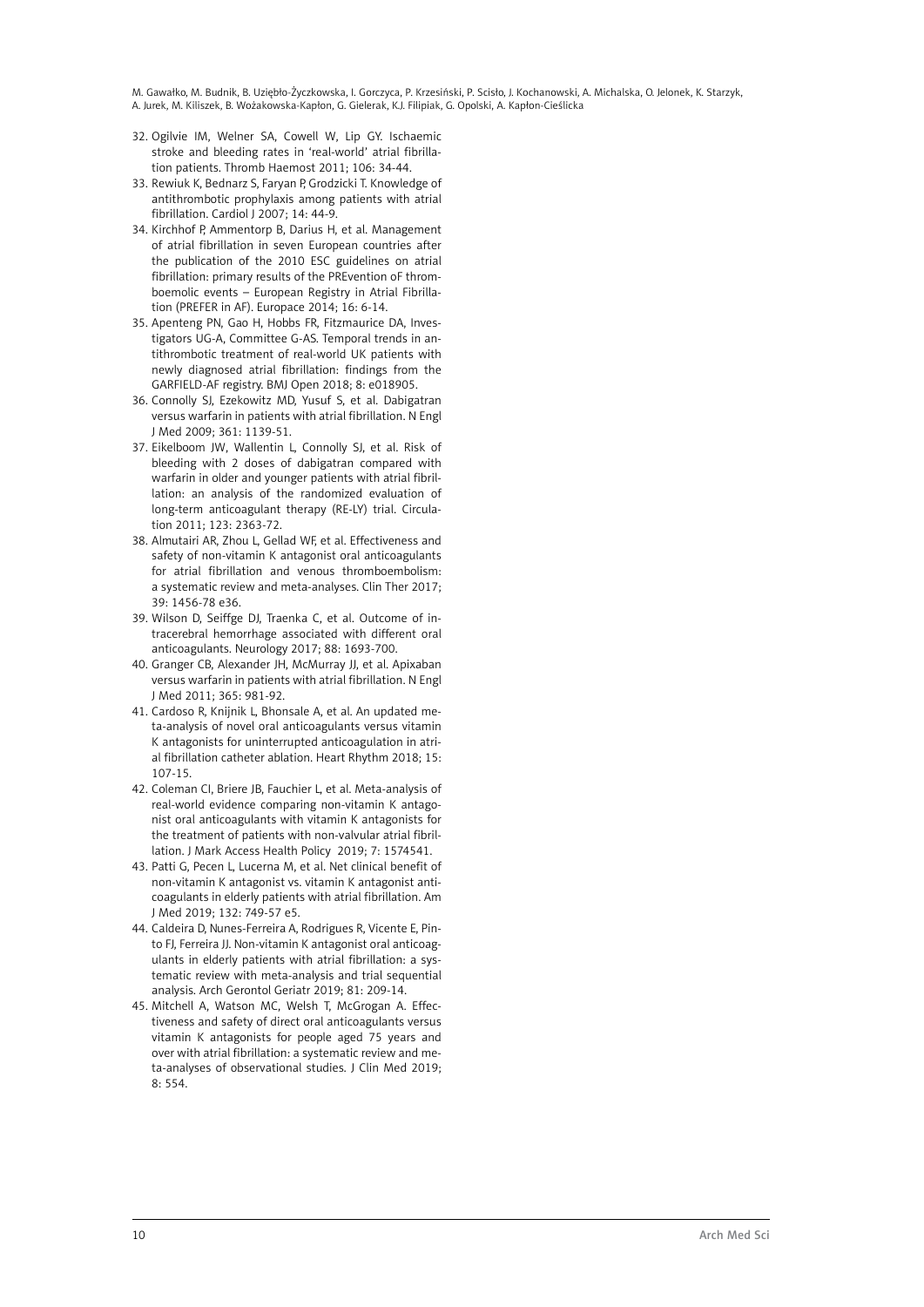32. Ogilvie IM, Welner SA, Cowell W, Lip GY. Ischaemic stroke and bleeding rates in 'real-world' atrial fibrillation patients. Thromb Haemost 2011; 106: 34-44.
33. Rewiuk K, Bednarz S, Faryan P, Grodzicki T. Knowledge of antithrombotic prophylaxis among patients with atrial fibrillation. Cardiol J 2007; 14: 44-9.
34. Kirchhof P, Ammentorp B, Darius H, et al. Management of atrial fibrillation in seven European countries after the publication of the 2010 ESC guidelines on atrial fibrillation: primary results of the PREvention oF thromboemolic events – European Registry in Atrial Fibrillation (PREFER in AF). Europace 2014; 16: 6-14.
35. Apenteng PN, Gao H, Hobbs FR, Fitzmaurice DA, Investigators UG-A, Committee G-AS. Temporal trends in antithrombotic treatment of real-world UK patients with newly diagnosed atrial fibrillation: findings from the GARFIELD-AF registry. BMJ Open 2018; 8: e018905.
36. Connolly SJ, Ezekowitz MD, Yusuf S, et al. Dabigatran versus warfarin in patients with atrial fibrillation. N Engl J Med 2009; 361: 1139-51.
37. Eikelboom JW, Wallentin L, Connolly SJ, et al. Risk of bleeding with 2 doses of dabigatran compared with warfarin in older and younger patients with atrial fibrillation: an analysis of the randomized evaluation of long-term anticoagulant therapy (RE-LY) trial. Circulation 2011; 123: 2363-72.
38. Almutairi AR, Zhou L, Gellad WF, et al. Effectiveness and safety of non-vitamin K antagonist oral anticoagulants for atrial fibrillation and venous thromboembolism: a systematic review and meta-analyses. Clin Ther 2017; 39: 1456-78 e36.
39. Wilson D, Seiffge DJ, Traenka C, et al. Outcome of intracerebral hemorrhage associated with different oral anticoagulants. Neurology 2017; 88: 1693-700.
40. Granger CB, Alexander JH, McMurray JJ, et al. Apixaban versus warfarin in patients with atrial fibrillation. N Engl J Med 2011; 365: 981-92.
41. Cardoso R, Knijnik L, Bhonsale A, et al. An updated meta-analysis of novel oral anticoagulants versus vitamin K antagonists for uninterrupted anticoagulation in atrial fibrillation catheter ablation. Heart Rhythm 2018; 15: 107-15.
42. Coleman CI, Briere JB, Fauchier L, et al. Meta-analysis of real-world evidence comparing non-vitamin K antagonist oral anticoagulants with vitamin K antagonists for the treatment of patients with non-valvular atrial fibrillation. J Mark Access Health Policy 2019; 7: 1574541.
43. Patti G, Pecen L, Lucerna M, et al. Net clinical benefit of non-vitamin K antagonist vs. vitamin K antagonist anticoagulants in elderly patients with atrial fibrillation. Am J Med 2019; 132: 749-57 e5.
44. Caldeira D, Nunes-Ferreira A, Rodrigues R, Vicente E, Pinto FJ, Ferreira JJ. Non-vitamin K antagonist oral anticoagulants in elderly patients with atrial fibrillation: a systematic review with meta-analysis and trial sequential analysis. Arch Gerontol Geriatr 2019; 81: 209-14.
45. Mitchell A, Watson MC, Welsh T, McGrogan A. Effectiveness and safety of direct oral anticoagulants versus vitamin K antagonists for people aged 75 years and over with atrial fibrillation: a systematic review and meta-analyses of observational studies. J Clin Med 2019; 8: 554.